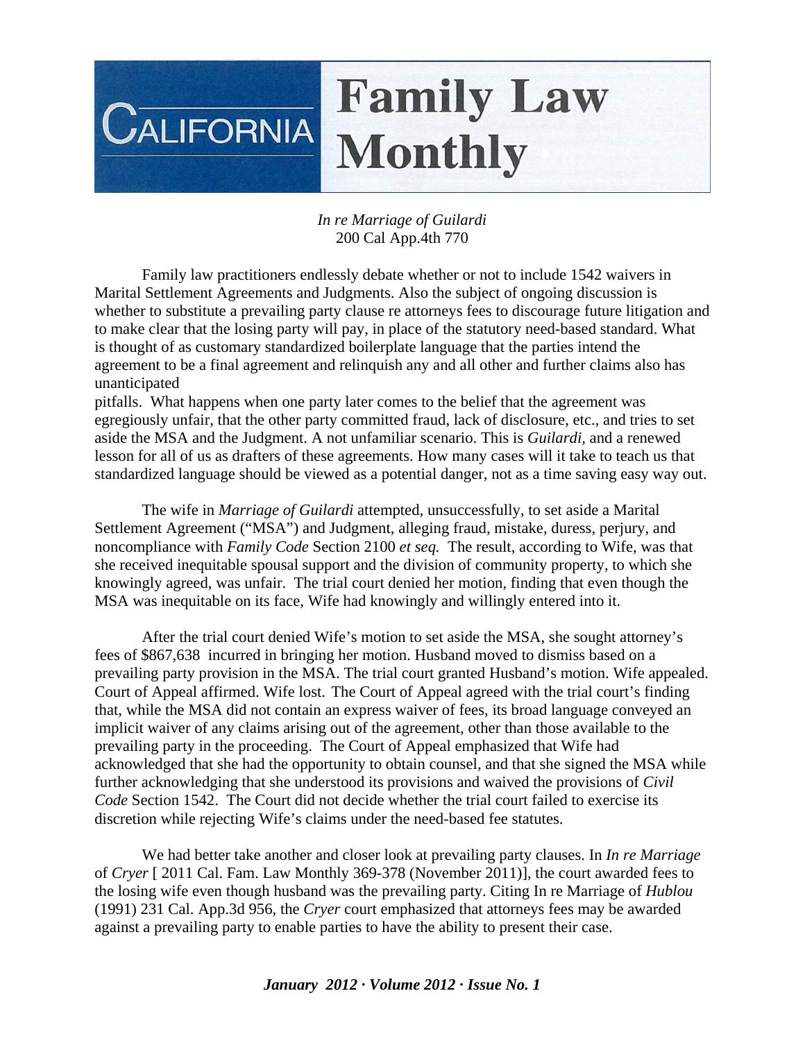# California Family Law Monthly

*In re Marriage of Guilardi*
200 Cal App.4th 770

Family law practitioners endlessly debate whether or not to include 1542 waivers in Marital Settlement Agreements and Judgments. Also the subject of ongoing discussion is whether to substitute a prevailing party clause re attorneys fees to discourage future litigation and to make clear that the losing party will pay, in place of the statutory need-based standard. What is thought of as customary standardized boilerplate language that the parties intend the agreement to be a final agreement and relinquish any and all other and further claims also has unanticipated pitfalls. What happens when one party later comes to the belief that the agreement was egregiously unfair, that the other party committed fraud, lack of disclosure, etc., and tries to set aside the MSA and the Judgment. A not unfamiliar scenario. This is *Guilardi,* and a renewed lesson for all of us as drafters of these agreements. How many cases will it take to teach us that standardized language should be viewed as a potential danger, not as a time saving easy way out.

The wife in *Marriage of Guilardi* attempted, unsuccessfully, to set aside a Marital Settlement Agreement ("MSA") and Judgment, alleging fraud, mistake, duress, perjury, and noncompliance with *Family Code* Section 2100 *et seq.* The result, according to Wife, was that she received inequitable spousal support and the division of community property, to which she knowingly agreed, was unfair. The trial court denied her motion, finding that even though the MSA was inequitable on its face, Wife had knowingly and willingly entered into it.

After the trial court denied Wife's motion to set aside the MSA, she sought attorney's fees of $867,638 incurred in bringing her motion. Husband moved to dismiss based on a prevailing party provision in the MSA. The trial court granted Husband's motion. Wife appealed. Court of Appeal affirmed. Wife lost. The Court of Appeal agreed with the trial court's finding that, while the MSA did not contain an express waiver of fees, its broad language conveyed an implicit waiver of any claims arising out of the agreement, other than those available to the prevailing party in the proceeding. The Court of Appeal emphasized that Wife had acknowledged that she had the opportunity to obtain counsel, and that she signed the MSA while further acknowledging that she understood its provisions and waived the provisions of *Civil Code* Section 1542. The Court did not decide whether the trial court failed to exercise its discretion while rejecting Wife's claims under the need-based fee statutes.

We had better take another and closer look at prevailing party clauses. In *In re Marriage* of *Cryer* [ 2011 Cal. Fam. Law Monthly 369-378 (November 2011)], the court awarded fees to the losing wife even though husband was the prevailing party. Citing In re Marriage of *Hublou* (1991) 231 Cal. App.3d 956, the *Cryer* court emphasized that attorneys fees may be awarded against a prevailing party to enable parties to have the ability to present their case.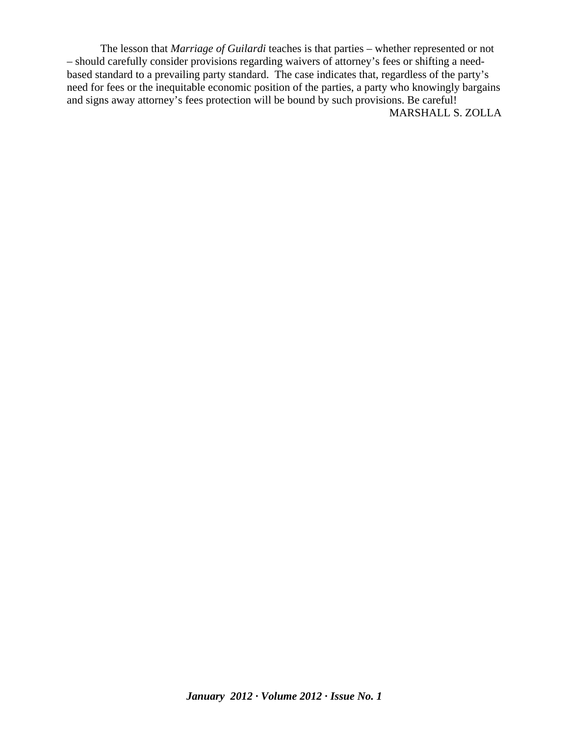The lesson that *Marriage of Guilardi* teaches is that parties – whether represented or not – should carefully consider provisions regarding waivers of attorney's fees or shifting a need-based standard to a prevailing party standard. The case indicates that, regardless of the party's need for fees or the inequitable economic position of the parties, a party who knowingly bargains and signs away attorney's fees protection will be bound by such provisions. Be careful!

MARSHALL S. ZOLLA